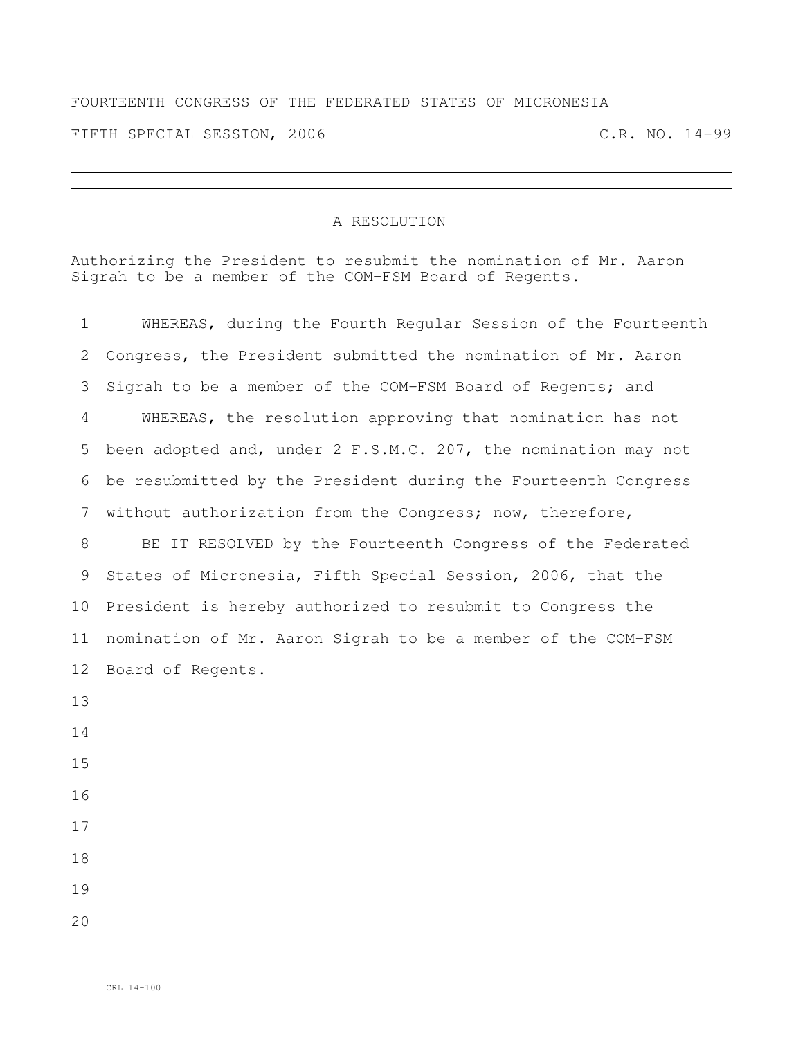FOURTEENTH CONGRESS OF THE FEDERATED STATES OF MICRONESIA

FIFTH SPECIAL SESSION, 2006 C.R. NO. 14-99

---

# A RESOLUTION

Authorizing the President to resubmit the nomination of Mr. Aaron Sigrah to be a member of the COM-FSM Board of Regents.

WHEREAS, during the Fourth Regular Session of the Fourteenth Congress, the President submitted the nomination of Mr. Aaron Sigrah to be a member of the COM-FSM Board of Regents; and

WHEREAS, the resolution approving that nomination has not been adopted and, under 2 F.S.M.C. 207, the nomination may not be resubmitted by the President during the Fourteenth Congress without authorization from the Congress; now, therefore,

BE IT RESOLVED by the Fourteenth Congress of the Federated States of Micronesia, Fifth Special Session, 2006, that the President is hereby authorized to resubmit to Congress the nomination of Mr. Aaron Sigrah to be a member of the COM-FSM Board of Regents.

CRL 14-100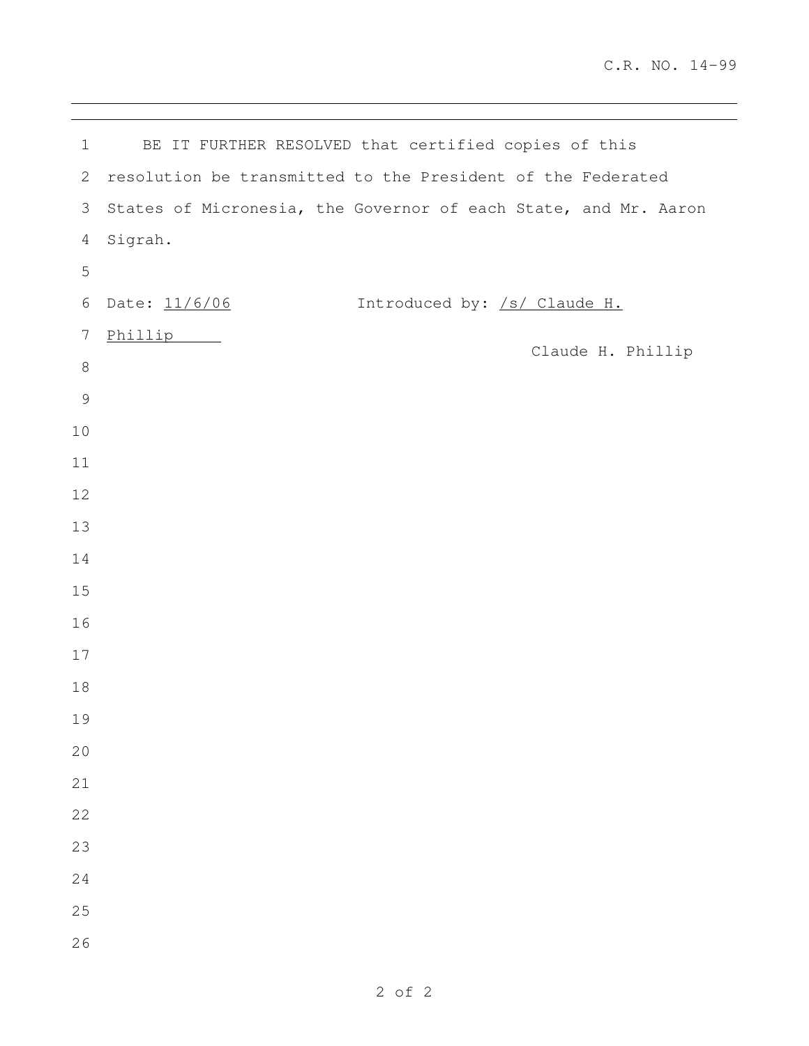BE IT FURTHER RESOLVED that certified copies of this resolution be transmitted to the President of the Federated States of Micronesia, the Governor of each State, and Mr. Aaron Sigrah.

Date: 11/6/06 Introduced by: /s/ Claude H. Phillip

Claude H. Phillip